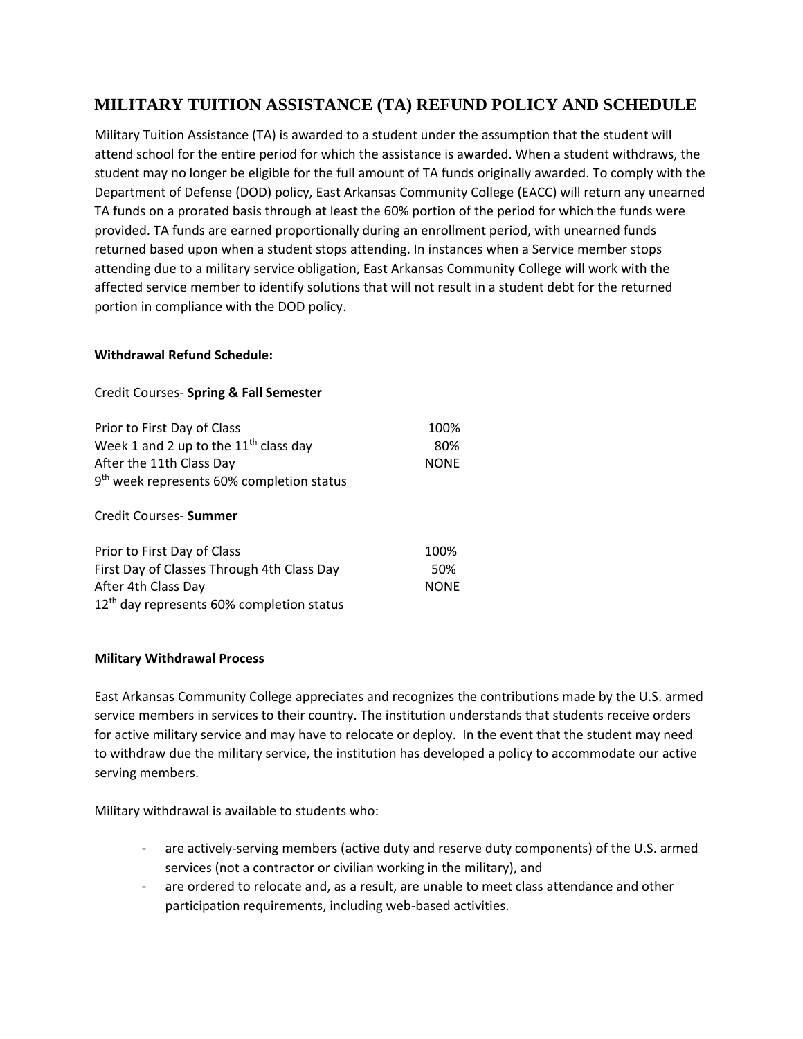# MILITARY TUITION ASSISTANCE (TA) REFUND POLICY AND SCHEDULE

Military Tuition Assistance (TA) is awarded to a student under the assumption that the student will attend school for the entire period for which the assistance is awarded. When a student withdraws, the student may no longer be eligible for the full amount of TA funds originally awarded. To comply with the Department of Defense (DOD) policy, East Arkansas Community College (EACC) will return any unearned TA funds on a prorated basis through at least the 60% portion of the period for which the funds were provided. TA funds are earned proportionally during an enrollment period, with unearned funds returned based upon when a student stops attending. In instances when a Service member stops attending due to a military service obligation, East Arkansas Community College will work with the affected service member to identify solutions that will not result in a student debt for the returned portion in compliance with the DOD policy.

**Withdrawal Refund Schedule:**

Credit Courses- **Spring & Fall Semester**

| | |
|---|---|
| Prior to First Day of Class | 100% |
| Week 1 and 2 up to the 11th class day | 80% |
| After the 11th Class Day | NONE |
| 9th week represents 60% completion status | |

Credit Courses- **Summer**

| | |
|---|---|
| Prior to First Day of Class | 100% |
| First Day of Classes Through 4th Class Day | 50% |
| After 4th Class Day | NONE |
| 12th day represents 60% completion status | |

**Military Withdrawal Process**

East Arkansas Community College appreciates and recognizes the contributions made by the U.S. armed service members in services to their country. The institution understands that students receive orders for active military service and may have to relocate or deploy. In the event that the student may need to withdraw due the military service, the institution has developed a policy to accommodate our active serving members.

Military withdrawal is available to students who:

- are actively-serving members (active duty and reserve duty components) of the U.S. armed services (not a contractor or civilian working in the military), and
- are ordered to relocate and, as a result, are unable to meet class attendance and other participation requirements, including web-based activities.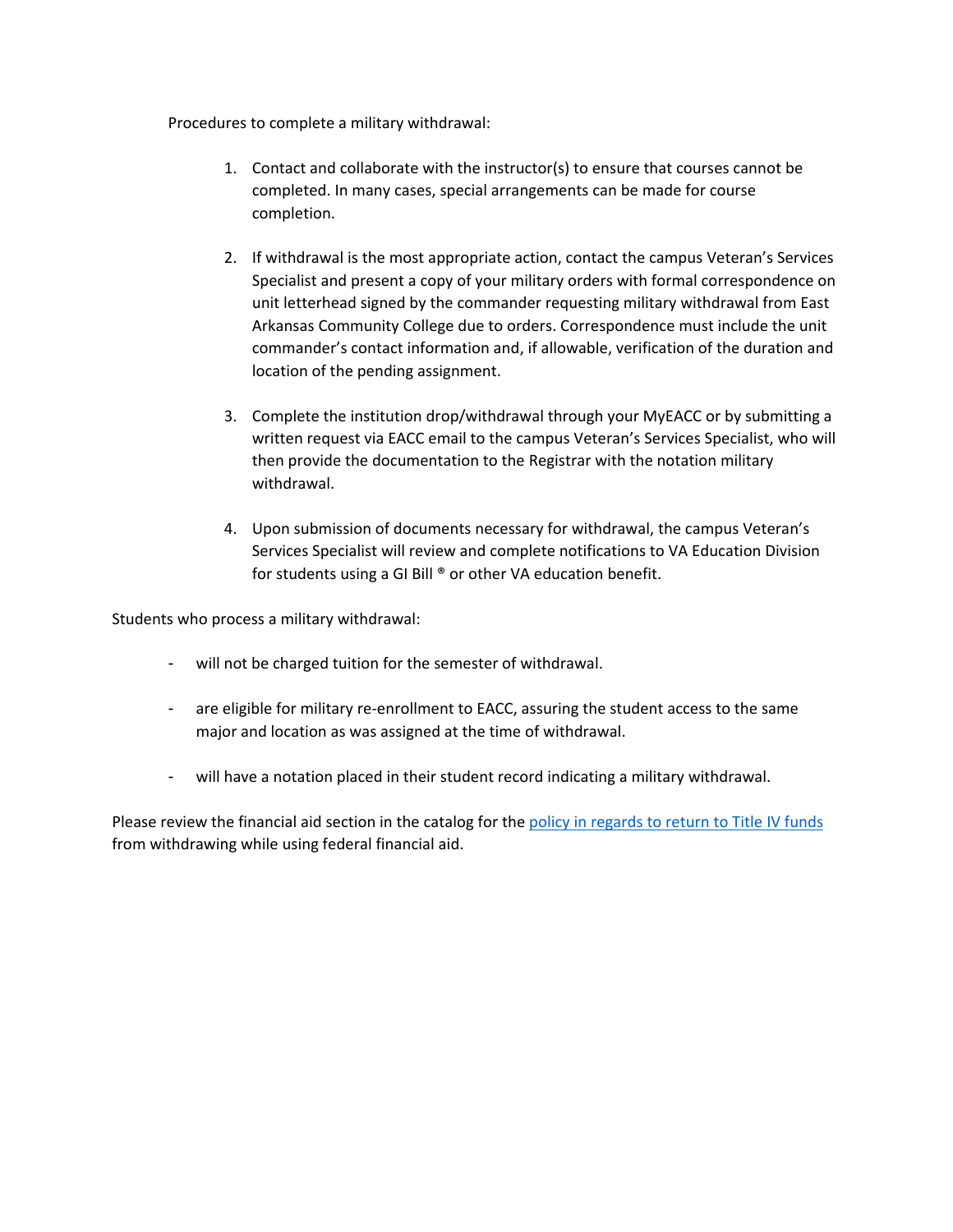Procedures to complete a military withdrawal:

1. Contact and collaborate with the instructor(s) to ensure that courses cannot be completed. In many cases, special arrangements can be made for course completion.

2. If withdrawal is the most appropriate action, contact the campus Veteran's Services Specialist and present a copy of your military orders with formal correspondence on unit letterhead signed by the commander requesting military withdrawal from East Arkansas Community College due to orders. Correspondence must include the unit commander's contact information and, if allowable, verification of the duration and location of the pending assignment.

3. Complete the institution drop/withdrawal through your MyEACC or by submitting a written request via EACC email to the campus Veteran's Services Specialist, who will then provide the documentation to the Registrar with the notation military withdrawal.

4. Upon submission of documents necessary for withdrawal, the campus Veteran's Services Specialist will review and complete notifications to VA Education Division for students using a GI Bill ® or other VA education benefit.

Students who process a military withdrawal:

- will not be charged tuition for the semester of withdrawal.
- are eligible for military re-enrollment to EACC, assuring the student access to the same major and location as was assigned at the time of withdrawal.
- will have a notation placed in their student record indicating a military withdrawal.

Please review the financial aid section in the catalog for the policy in regards to return to Title IV funds from withdrawing while using federal financial aid.